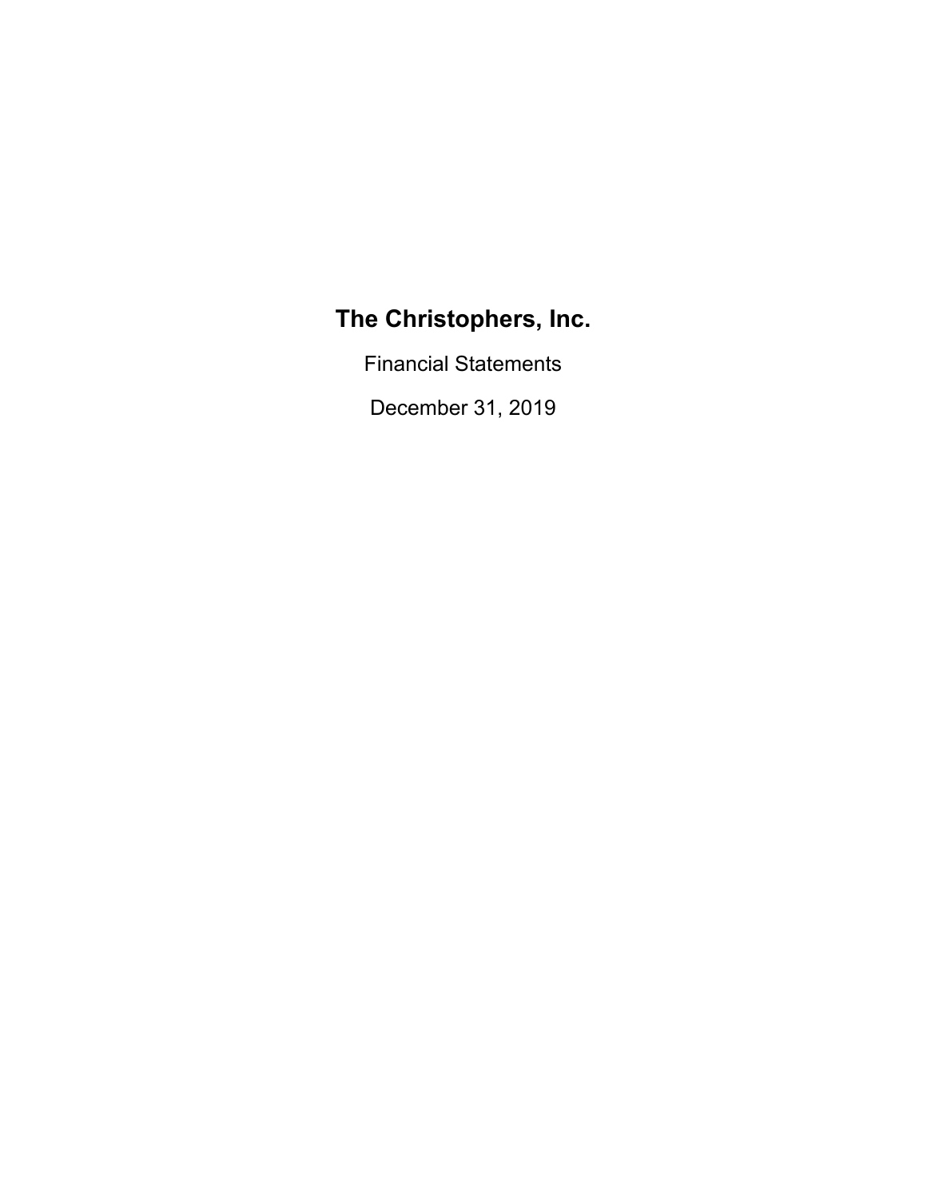# The Christophers, Inc.

Financial Statements

December 31, 2019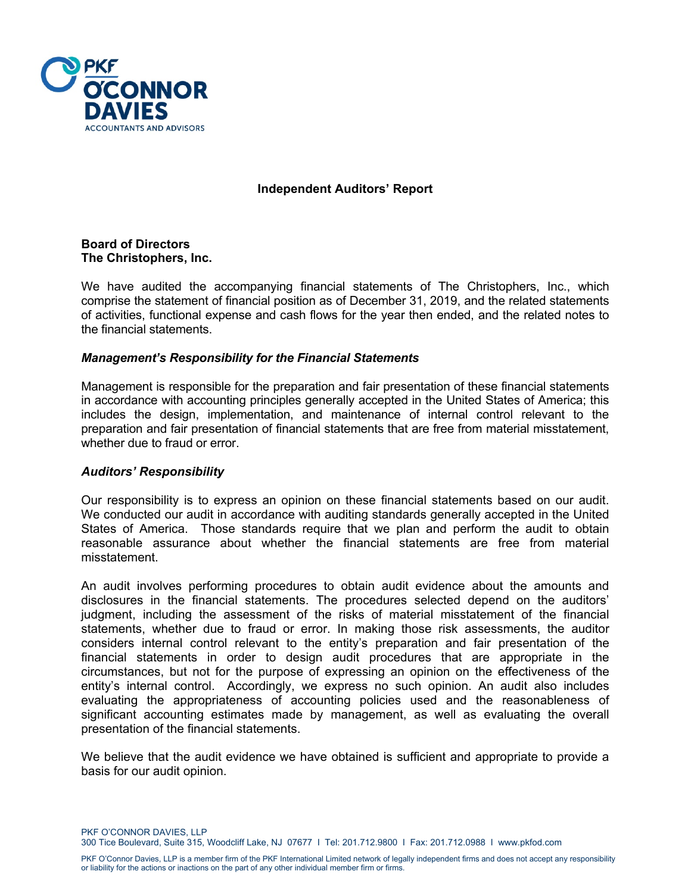## Independent Auditors' Report

**Board of Directors**
**The Christophers, Inc.**

We have audited the accompanying financial statements of The Christophers, Inc., which comprise the statement of financial position as of December 31, 2019, and the related statements of activities, functional expense and cash flows for the year then ended, and the related notes to the financial statements.

### *Management's Responsibility for the Financial Statements*

Management is responsible for the preparation and fair presentation of these financial statements in accordance with accounting principles generally accepted in the United States of America; this includes the design, implementation, and maintenance of internal control relevant to the preparation and fair presentation of financial statements that are free from material misstatement, whether due to fraud or error.

### *Auditors' Responsibility*

Our responsibility is to express an opinion on these financial statements based on our audit. We conducted our audit in accordance with auditing standards generally accepted in the United States of America. Those standards require that we plan and perform the audit to obtain reasonable assurance about whether the financial statements are free from material misstatement.

An audit involves performing procedures to obtain audit evidence about the amounts and disclosures in the financial statements. The procedures selected depend on the auditors' judgment, including the assessment of the risks of material misstatement of the financial statements, whether due to fraud or error. In making those risk assessments, the auditor considers internal control relevant to the entity's preparation and fair presentation of the financial statements in order to design audit procedures that are appropriate in the circumstances, but not for the purpose of expressing an opinion on the effectiveness of the entity's internal control. Accordingly, we express no such opinion. An audit also includes evaluating the appropriateness of accounting policies used and the reasonableness of significant accounting estimates made by management, as well as evaluating the overall presentation of the financial statements.

We believe that the audit evidence we have obtained is sufficient and appropriate to provide a basis for our audit opinion.

PKF O'CONNOR DAVIES, LLP
300 Tice Boulevard, Suite 315, Woodcliff Lake, NJ 07677 I Tel: 201.712.9800 I Fax: 201.712.0988 I www.pkfod.com

PKF O'Connor Davies, LLP is a member firm of the PKF International Limited network of legally independent firms and does not accept any responsibility or liability for the actions or inactions on the part of any other individual member firm or firms.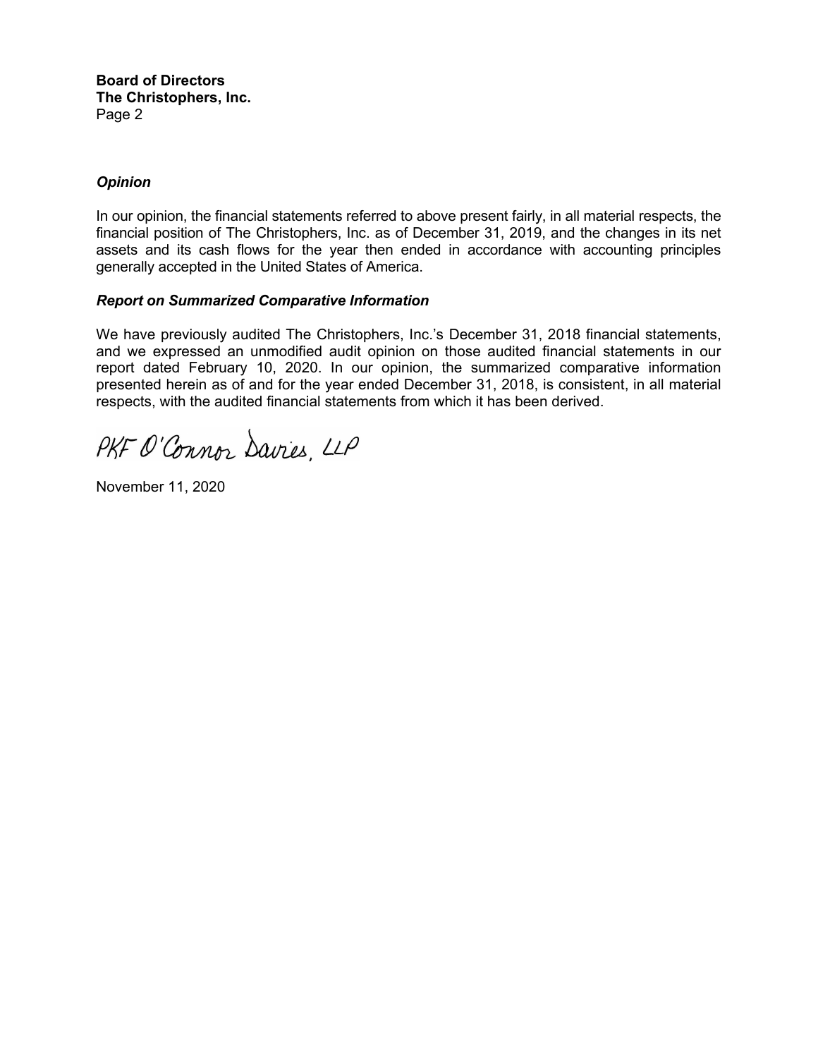**Board of Directors**
**The Christophers, Inc.**
Page 2

***Opinion***

In our opinion, the financial statements referred to above present fairly, in all material respects, the financial position of The Christophers, Inc. as of December 31, 2019, and the changes in its net assets and its cash flows for the year then ended in accordance with accounting principles generally accepted in the United States of America.

***Report on Summarized Comparative Information***

We have previously audited The Christophers, Inc.'s December 31, 2018 financial statements, and we expressed an unmodified audit opinion on those audited financial statements in our report dated February 10, 2020. In our opinion, the summarized comparative information presented herein as of and for the year ended December 31, 2018, is consistent, in all material respects, with the audited financial statements from which it has been derived.

PKF O'Connor Davies, LLP

November 11, 2020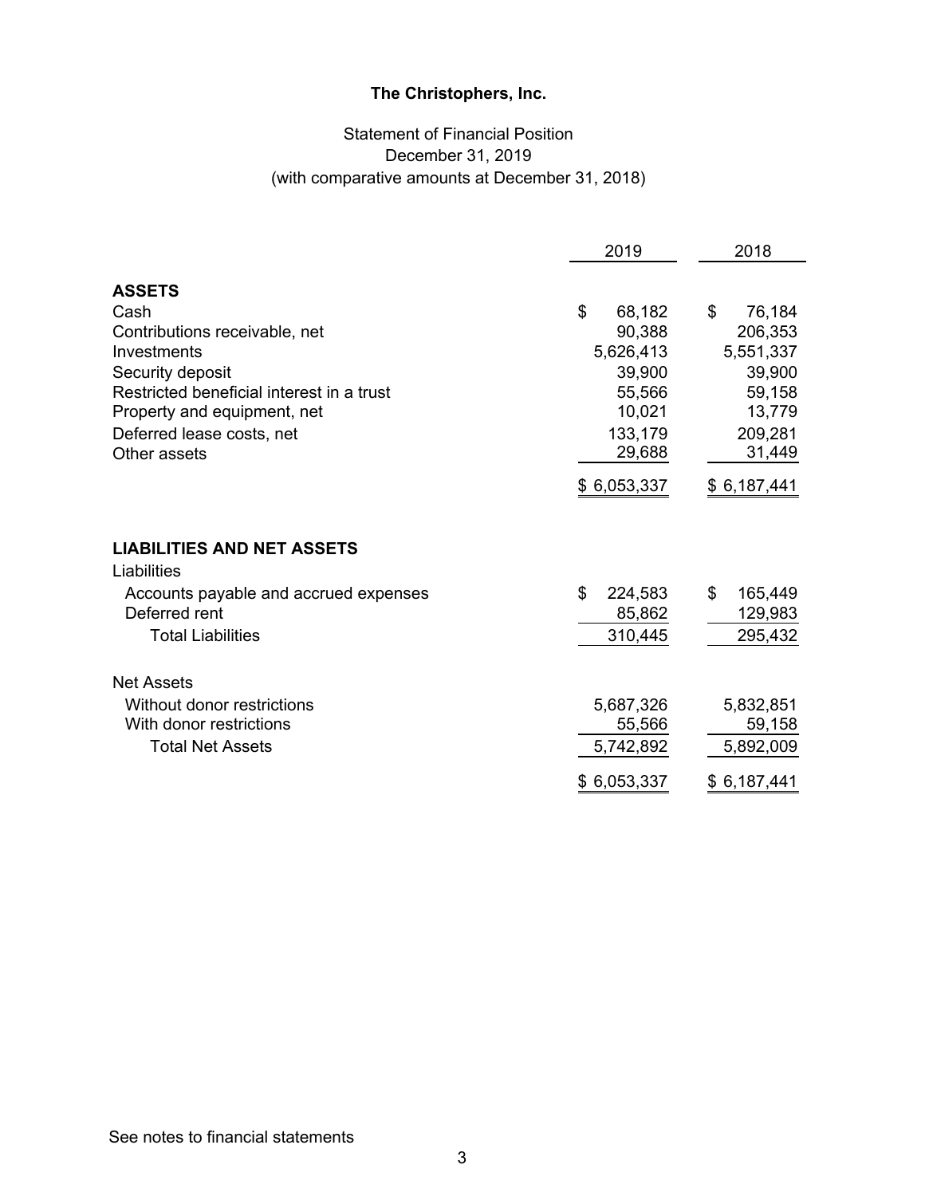**The Christophers, Inc.**

Statement of Financial Position
December 31, 2019
(with comparative amounts at December 31, 2018)

| | 2019 | 2018 |
|---|---|---|
| **ASSETS** | | |
| Cash | $ 68,182 | $ 76,184 |
| Contributions receivable, net | 90,388 | 206,353 |
| Investments | 5,626,413 | 5,551,337 |
| Security deposit | 39,900 | 39,900 |
| Restricted beneficial interest in a trust | 55,566 | 59,158 |
| Property and equipment, net | 10,021 | 13,779 |
| Deferred lease costs, net | 133,179 | 209,281 |
| Other assets | 29,688 | 31,449 |
| | $ 6,053,337 | $ 6,187,441 |
| **LIABILITIES AND NET ASSETS** | | |
| Liabilities | | |
| Accounts payable and accrued expenses | $ 224,583 | $ 165,449 |
| Deferred rent | 85,862 | 129,983 |
| Total Liabilities | 310,445 | 295,432 |
| Net Assets | | |
| Without donor restrictions | 5,687,326 | 5,832,851 |
| With donor restrictions | 55,566 | 59,158 |
| Total Net Assets | 5,742,892 | 5,892,009 |
| | $ 6,053,337 | $ 6,187,441 |

See notes to financial statements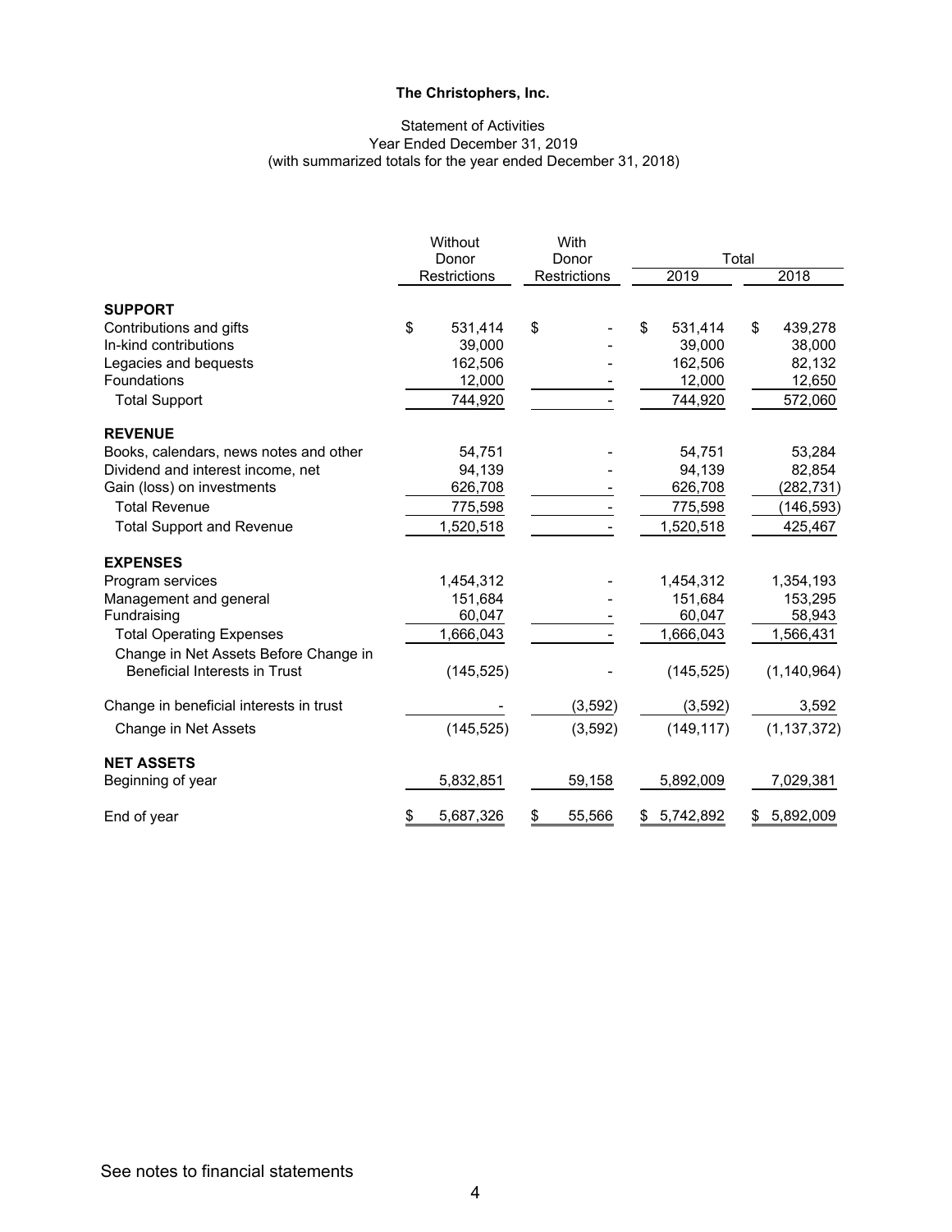# The Christophers, Inc.

## Statement of Activities
Year Ended December 31, 2019
(with summarized totals for the year ended December 31, 2018)

| | Without Donor Restrictions | With Donor Restrictions | Total 2019 | Total 2018 |
|---|---|---|---|---|
| **SUPPORT** | | | | |
| Contributions and gifts | $ 531,414 | $ - | $ 531,414 | $ 439,278 |
| In-kind contributions | 39,000 | - | 39,000 | 38,000 |
| Legacies and bequests | 162,506 | - | 162,506 | 82,132 |
| Foundations | 12,000 | - | 12,000 | 12,650 |
| Total Support | 744,920 | - | 744,920 | 572,060 |
| **REVENUE** | | | | |
| Books, calendars, news notes and other | 54,751 | - | 54,751 | 53,284 |
| Dividend and interest income, net | 94,139 | - | 94,139 | 82,854 |
| Gain (loss) on investments | 626,708 | - | 626,708 | (282,731) |
| Total Revenue | 775,598 | - | 775,598 | (146,593) |
| Total Support and Revenue | 1,520,518 | - | 1,520,518 | 425,467 |
| **EXPENSES** | | | | |
| Program services | 1,454,312 | - | 1,454,312 | 1,354,193 |
| Management and general | 151,684 | - | 151,684 | 153,295 |
| Fundraising | 60,047 | - | 60,047 | 58,943 |
| Total Operating Expenses | 1,666,043 | - | 1,666,043 | 1,566,431 |
| Change in Net Assets Before Change in Beneficial Interests in Trust | (145,525) | - | (145,525) | (1,140,964) |
| Change in beneficial interests in trust | - | (3,592) | (3,592) | 3,592 |
| Change in Net Assets | (145,525) | (3,592) | (149,117) | (1,137,372) |
| **NET ASSETS** | | | | |
| Beginning of year | 5,832,851 | 59,158 | 5,892,009 | 7,029,381 |
| End of year | $ 5,687,326 | $ 55,566 | $ 5,742,892 | $ 5,892,009 |

See notes to financial statements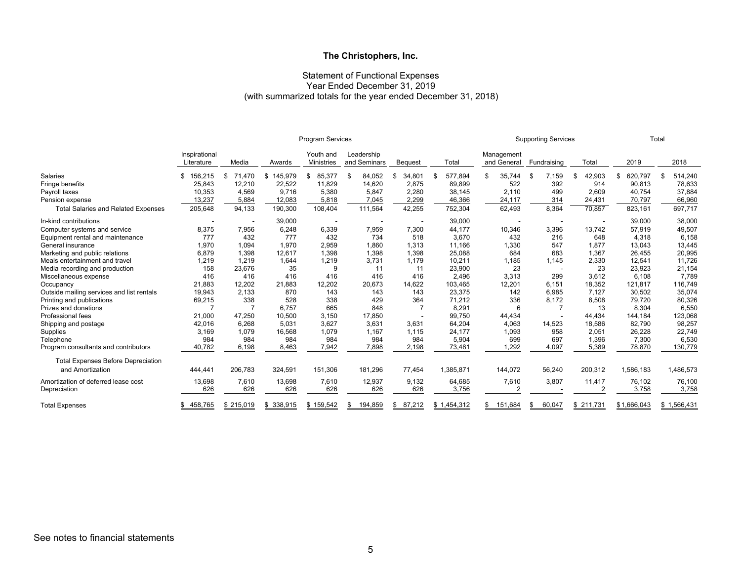# The Christophers, Inc.

## Statement of Functional Expenses
### Year Ended December 31, 2019
### (with summarized totals for the year ended December 31, 2018)

| | Program Services | | | | | | | Supporting Services | | | Total | |
|---|---|---|---|---|---|---|---|---|---|---|---|---|
| | Inspirational Literature | Media | Awards | Youth and Ministries | Leadership and Seminars | Bequest | Total | Management and General | Fundraising | Total | 2019 | 2018 |
| Salaries | $ 156,215 | $ 71,470 | $ 145,979 | $ 85,377 | $ 84,052 | $ 34,801 | $ 577,894 | $ 35,744 | $ 7,159 | $ 42,903 | $ 620,797 | $ 514,240 |
| Fringe benefits | 25,843 | 12,210 | 22,522 | 11,829 | 14,620 | 2,875 | 89,899 | 522 | 392 | 914 | 90,813 | 78,633 |
| Payroll taxes | 10,353 | 4,569 | 9,716 | 5,380 | 5,847 | 2,280 | 38,145 | 2,110 | 499 | 2,609 | 40,754 | 37,884 |
| Pension expense | 13,237 | 5,884 | 12,083 | 5,818 | 7,045 | 2,299 | 46,366 | 24,117 | 314 | 24,431 | 70,797 | 66,960 |
| Total Salaries and Related Expenses | 205,648 | 94,133 | 190,300 | 108,404 | 111,564 | 42,255 | 752,304 | 62,493 | 8,364 | 70,857 | 823,161 | 697,717 |
| In-kind contributions | - | - | 39,000 | - | - | - | 39,000 | - | - | - | 39,000 | 38,000 |
| Computer systems and service | 8,375 | 7,956 | 6,248 | 6,339 | 7,959 | 7,300 | 44,177 | 10,346 | 3,396 | 13,742 | 57,919 | 49,507 |
| Equipment rental and maintenance | 777 | 432 | 777 | 432 | 734 | 518 | 3,670 | 432 | 216 | 648 | 4,318 | 6,158 |
| General insurance | 1,970 | 1,094 | 1,970 | 2,959 | 1,860 | 1,313 | 11,166 | 1,330 | 547 | 1,877 | 13,043 | 13,445 |
| Marketing and public relations | 6,879 | 1,398 | 12,617 | 1,398 | 1,398 | 1,398 | 25,088 | 684 | 683 | 1,367 | 26,455 | 20,995 |
| Meals entertainment and travel | 1,219 | 1,219 | 1,644 | 1,219 | 3,731 | 1,179 | 10,211 | 1,185 | 1,145 | 2,330 | 12,541 | 11,726 |
| Media recording and production | 158 | 23,676 | 35 | 9 | 11 | 11 | 23,900 | 23 | - | 23 | 23,923 | 21,154 |
| Miscellaneous expense | 416 | 416 | 416 | 416 | 416 | 416 | 2,496 | 3,313 | 299 | 3,612 | 6,108 | 7,789 |
| Occupancy | 21,883 | 12,202 | 21,883 | 12,202 | 20,673 | 14,622 | 103,465 | 12,201 | 6,151 | 18,352 | 121,817 | 116,749 |
| Outside mailing services and list rentals | 19,943 | 2,133 | 870 | 143 | 143 | 143 | 23,375 | 142 | 6,985 | 7,127 | 30,502 | 35,074 |
| Printing and publications | 69,215 | 338 | 528 | 338 | 429 | 364 | 71,212 | 336 | 8,172 | 8,508 | 79,720 | 80,326 |
| Prizes and donations | 7 | 7 | 6,757 | 665 | 848 | 7 | 8,291 | 6 | 7 | 13 | 8,304 | 6,550 |
| Professional fees | 21,000 | 47,250 | 10,500 | 3,150 | 17,850 | - | 99,750 | 44,434 | - | 44,434 | 144,184 | 123,068 |
| Shipping and postage | 42,016 | 6,268 | 5,031 | 3,627 | 3,631 | 3,631 | 64,204 | 4,063 | 14,523 | 18,586 | 82,790 | 98,257 |
| Supplies | 3,169 | 1,079 | 16,568 | 1,079 | 1,167 | 1,115 | 24,177 | 1,093 | 958 | 2,051 | 26,228 | 22,749 |
| Telephone | 984 | 984 | 984 | 984 | 984 | 984 | 5,904 | 699 | 697 | 1,396 | 7,300 | 6,530 |
| Program consultants and contributors | 40,782 | 6,198 | 8,463 | 7,942 | 7,898 | 2,198 | 73,481 | 1,292 | 4,097 | 5,389 | 78,870 | 130,779 |
| Total Expenses Before Depreciation and Amortization | 444,441 | 206,783 | 324,591 | 151,306 | 181,296 | 77,454 | 1,385,871 | 144,072 | 56,240 | 200,312 | 1,586,183 | 1,486,573 |
| Amortization of deferred lease cost | 13,698 | 7,610 | 13,698 | 7,610 | 12,937 | 9,132 | 64,685 | 7,610 | 3,807 | 11,417 | 76,102 | 76,100 |
| Depreciation | 626 | 626 | 626 | 626 | 626 | 626 | 3,756 | 2 | - | 2 | 3,758 | 3,758 |
| Total Expenses | $ 458,765 | $ 215,019 | $ 338,915 | $ 159,542 | $ 194,859 | $ 87,212 | $ 1,454,312 | $ 151,684 | $ 60,047 | $ 211,731 | $ 1,666,043 | $ 1,566,431 |

See notes to financial statements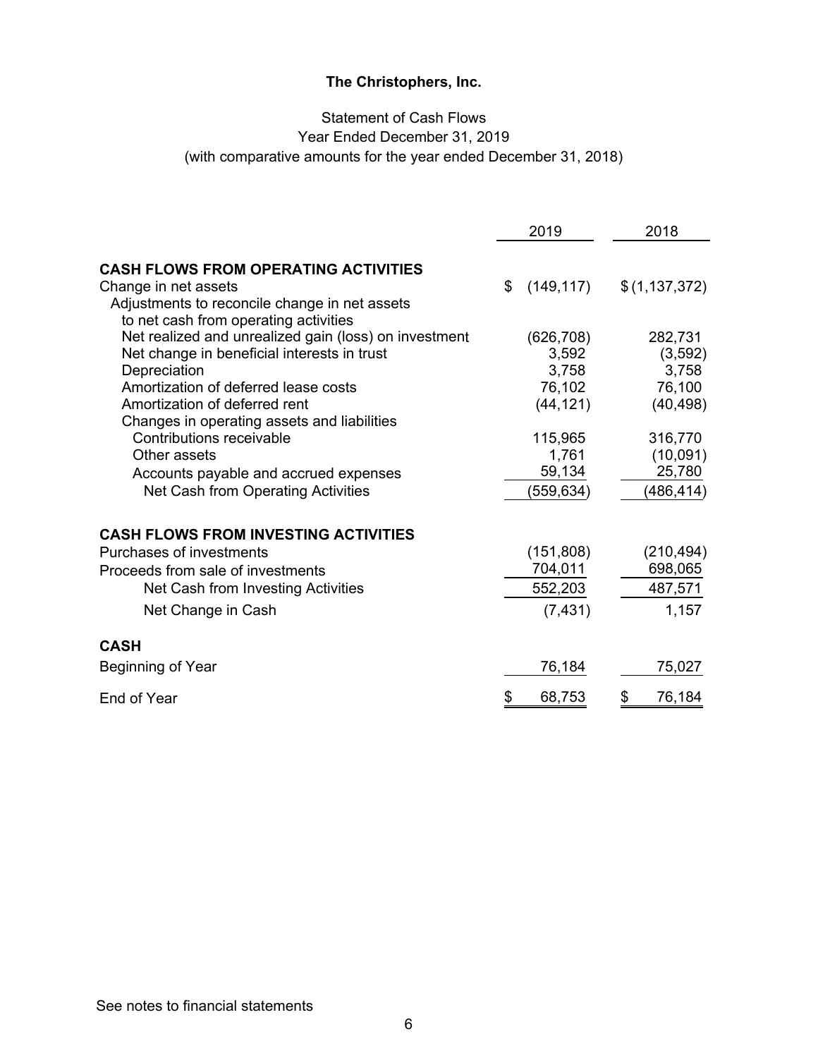**The Christophers, Inc.**

Statement of Cash Flows
Year Ended December 31, 2019
(with comparative amounts for the year ended December 31, 2018)

| | 2019 | 2018 |
|---|---|---|
| **CASH FLOWS FROM OPERATING ACTIVITIES** | | |
| Change in net assets | $ (149,117) | $ (1,137,372) |
| Adjustments to reconcile change in net assets to net cash from operating activities | | |
| Net realized and unrealized gain (loss) on investment | (626,708) | 282,731 |
| Net change in beneficial interests in trust | 3,592 | (3,592) |
| Depreciation | 3,758 | 3,758 |
| Amortization of deferred lease costs | 76,102 | 76,100 |
| Amortization of deferred rent | (44,121) | (40,498) |
| Changes in operating assets and liabilities | | |
| Contributions receivable | 115,965 | 316,770 |
| Other assets | 1,761 | (10,091) |
| Accounts payable and accrued expenses | 59,134 | 25,780 |
| Net Cash from Operating Activities | (559,634) | (486,414) |
| **CASH FLOWS FROM INVESTING ACTIVITIES** | | |
| Purchases of investments | (151,808) | (210,494) |
| Proceeds from sale of investments | 704,011 | 698,065 |
| Net Cash from Investing Activities | 552,203 | 487,571 |
| Net Change in Cash | (7,431) | 1,157 |
| **CASH** | | |
| Beginning of Year | 76,184 | 75,027 |
| End of Year | $ 68,753 | $ 76,184 |

See notes to financial statements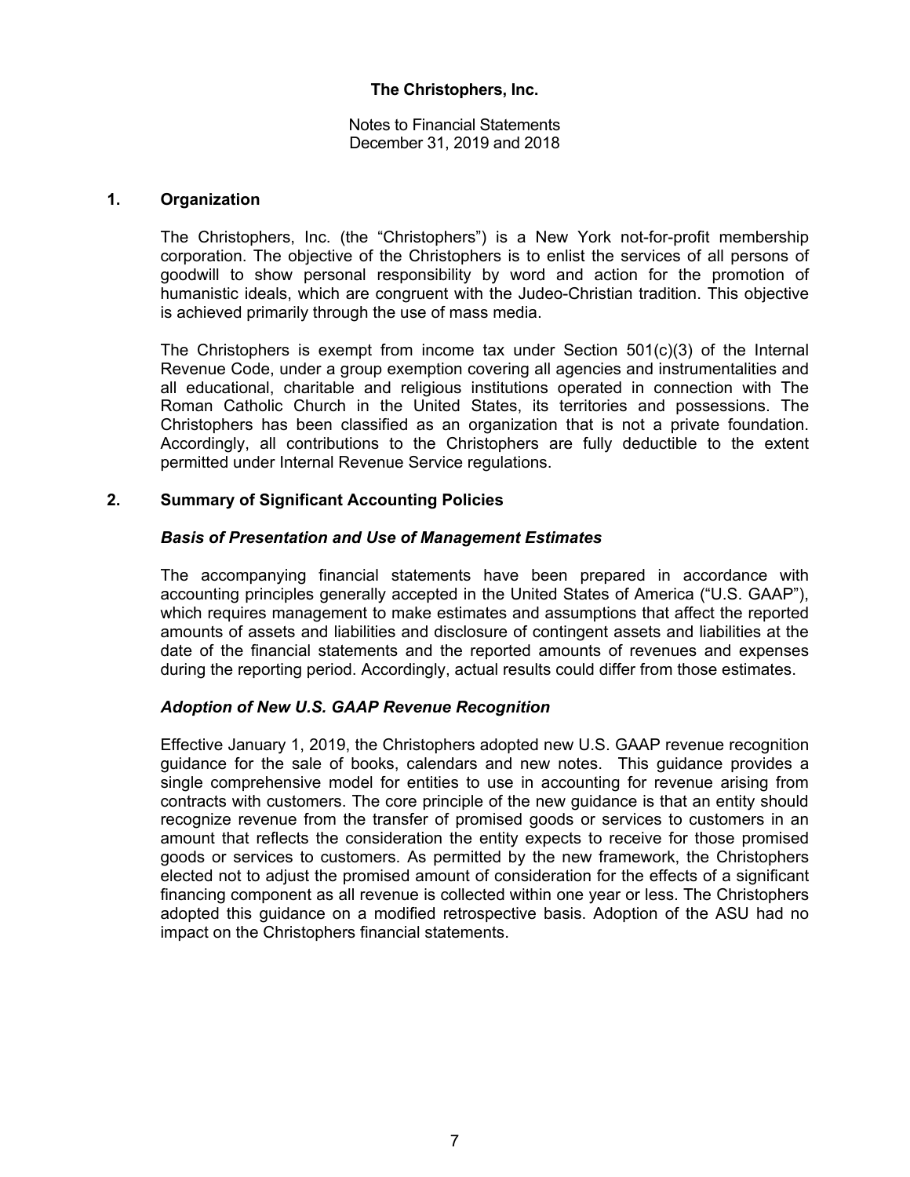**The Christophers, Inc.**

Notes to Financial Statements
December 31, 2019 and 2018

## 1. Organization

The Christophers, Inc. (the "Christophers") is a New York not-for-profit membership corporation. The objective of the Christophers is to enlist the services of all persons of goodwill to show personal responsibility by word and action for the promotion of humanistic ideals, which are congruent with the Judeo-Christian tradition. This objective is achieved primarily through the use of mass media.

The Christophers is exempt from income tax under Section 501(c)(3) of the Internal Revenue Code, under a group exemption covering all agencies and instrumentalities and all educational, charitable and religious institutions operated in connection with The Roman Catholic Church in the United States, its territories and possessions. The Christophers has been classified as an organization that is not a private foundation. Accordingly, all contributions to the Christophers are fully deductible to the extent permitted under Internal Revenue Service regulations.

## 2. Summary of Significant Accounting Policies

### *Basis of Presentation and Use of Management Estimates*

The accompanying financial statements have been prepared in accordance with accounting principles generally accepted in the United States of America ("U.S. GAAP"), which requires management to make estimates and assumptions that affect the reported amounts of assets and liabilities and disclosure of contingent assets and liabilities at the date of the financial statements and the reported amounts of revenues and expenses during the reporting period. Accordingly, actual results could differ from those estimates.

### *Adoption of New U.S. GAAP Revenue Recognition*

Effective January 1, 2019, the Christophers adopted new U.S. GAAP revenue recognition guidance for the sale of books, calendars and new notes. This guidance provides a single comprehensive model for entities to use in accounting for revenue arising from contracts with customers. The core principle of the new guidance is that an entity should recognize revenue from the transfer of promised goods or services to customers in an amount that reflects the consideration the entity expects to receive for those promised goods or services to customers. As permitted by the new framework, the Christophers elected not to adjust the promised amount of consideration for the effects of a significant financing component as all revenue is collected within one year or less. The Christophers adopted this guidance on a modified retrospective basis. Adoption of the ASU had no impact on the Christophers financial statements.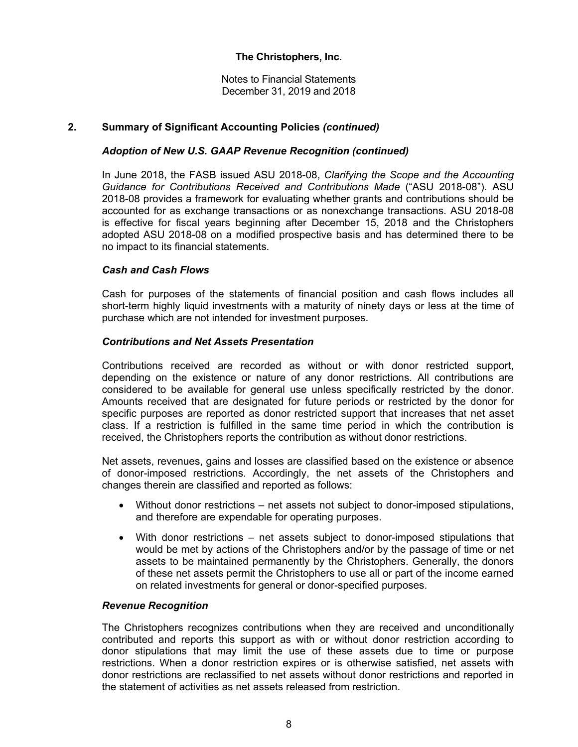## 2. Summary of Significant Accounting Policies *(continued)*

### *Adoption of New U.S. GAAP Revenue Recognition (continued)*

In June 2018, the FASB issued ASU 2018-08, *Clarifying the Scope and the Accounting Guidance for Contributions Received and Contributions Made* ("ASU 2018-08"). ASU 2018-08 provides a framework for evaluating whether grants and contributions should be accounted for as exchange transactions or as nonexchange transactions. ASU 2018-08 is effective for fiscal years beginning after December 15, 2018 and the Christophers adopted ASU 2018-08 on a modified prospective basis and has determined there to be no impact to its financial statements.

### *Cash and Cash Flows*

Cash for purposes of the statements of financial position and cash flows includes all short-term highly liquid investments with a maturity of ninety days or less at the time of purchase which are not intended for investment purposes.

### *Contributions and Net Assets Presentation*

Contributions received are recorded as without or with donor restricted support, depending on the existence or nature of any donor restrictions. All contributions are considered to be available for general use unless specifically restricted by the donor. Amounts received that are designated for future periods or restricted by the donor for specific purposes are reported as donor restricted support that increases that net asset class. If a restriction is fulfilled in the same time period in which the contribution is received, the Christophers reports the contribution as without donor restrictions.

Net assets, revenues, gains and losses are classified based on the existence or absence of donor-imposed restrictions. Accordingly, the net assets of the Christophers and changes therein are classified and reported as follows:

- Without donor restrictions – net assets not subject to donor-imposed stipulations, and therefore are expendable for operating purposes.
- With donor restrictions – net assets subject to donor-imposed stipulations that would be met by actions of the Christophers and/or by the passage of time or net assets to be maintained permanently by the Christophers. Generally, the donors of these net assets permit the Christophers to use all or part of the income earned on related investments for general or donor-specified purposes.

### *Revenue Recognition*

The Christophers recognizes contributions when they are received and unconditionally contributed and reports this support as with or without donor restriction according to donor stipulations that may limit the use of these assets due to time or purpose restrictions. When a donor restriction expires or is otherwise satisfied, net assets with donor restrictions are reclassified to net assets without donor restrictions and reported in the statement of activities as net assets released from restriction.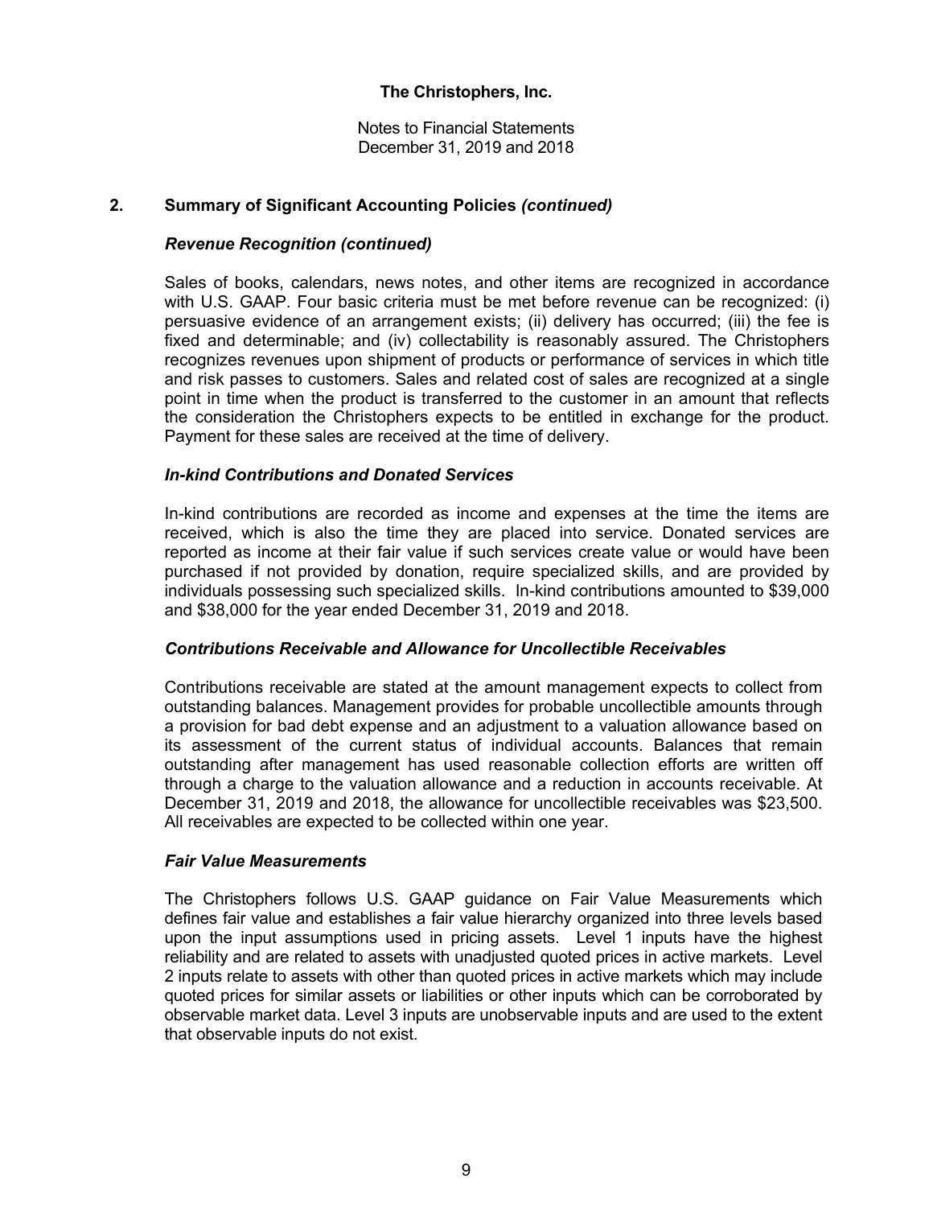## 2. Summary of Significant Accounting Policies *(continued)*

### *Revenue Recognition (continued)*

Sales of books, calendars, news notes, and other items are recognized in accordance with U.S. GAAP. Four basic criteria must be met before revenue can be recognized: (i) persuasive evidence of an arrangement exists; (ii) delivery has occurred; (iii) the fee is fixed and determinable; and (iv) collectability is reasonably assured. The Christophers recognizes revenues upon shipment of products or performance of services in which title and risk passes to customers. Sales and related cost of sales are recognized at a single point in time when the product is transferred to the customer in an amount that reflects the consideration the Christophers expects to be entitled in exchange for the product. Payment for these sales are received at the time of delivery.

### *In-kind Contributions and Donated Services*

In-kind contributions are recorded as income and expenses at the time the items are received, which is also the time they are placed into service. Donated services are reported as income at their fair value if such services create value or would have been purchased if not provided by donation, require specialized skills, and are provided by individuals possessing such specialized skills. In-kind contributions amounted to $39,000 and $38,000 for the year ended December 31, 2019 and 2018.

### *Contributions Receivable and Allowance for Uncollectible Receivables*

Contributions receivable are stated at the amount management expects to collect from outstanding balances. Management provides for probable uncollectible amounts through a provision for bad debt expense and an adjustment to a valuation allowance based on its assessment of the current status of individual accounts. Balances that remain outstanding after management has used reasonable collection efforts are written off through a charge to the valuation allowance and a reduction in accounts receivable. At December 31, 2019 and 2018, the allowance for uncollectible receivables was $23,500. All receivables are expected to be collected within one year.

### *Fair Value Measurements*

The Christophers follows U.S. GAAP guidance on Fair Value Measurements which defines fair value and establishes a fair value hierarchy organized into three levels based upon the input assumptions used in pricing assets. Level 1 inputs have the highest reliability and are related to assets with unadjusted quoted prices in active markets. Level 2 inputs relate to assets with other than quoted prices in active markets which may include quoted prices for similar assets or liabilities or other inputs which can be corroborated by observable market data. Level 3 inputs are unobservable inputs and are used to the extent that observable inputs do not exist.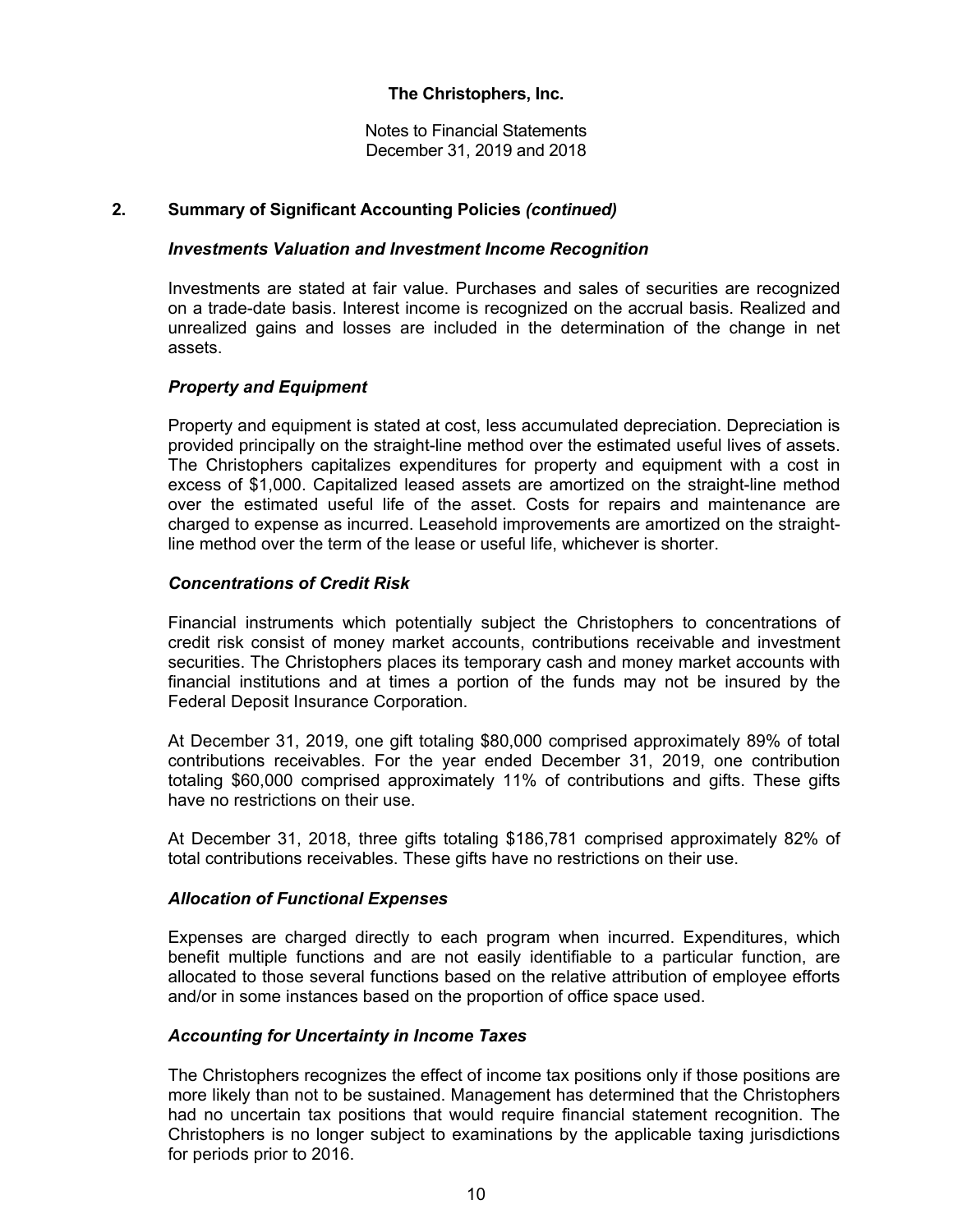**The Christophers, Inc.**

Notes to Financial Statements
December 31, 2019 and 2018

## 2. Summary of Significant Accounting Policies *(continued)*

### *Investments Valuation and Investment Income Recognition*

Investments are stated at fair value. Purchases and sales of securities are recognized on a trade-date basis. Interest income is recognized on the accrual basis. Realized and unrealized gains and losses are included in the determination of the change in net assets.

### *Property and Equipment*

Property and equipment is stated at cost, less accumulated depreciation. Depreciation is provided principally on the straight-line method over the estimated useful lives of assets. The Christophers capitalizes expenditures for property and equipment with a cost in excess of $1,000. Capitalized leased assets are amortized on the straight-line method over the estimated useful life of the asset. Costs for repairs and maintenance are charged to expense as incurred. Leasehold improvements are amortized on the straight-line method over the term of the lease or useful life, whichever is shorter.

### *Concentrations of Credit Risk*

Financial instruments which potentially subject the Christophers to concentrations of credit risk consist of money market accounts, contributions receivable and investment securities. The Christophers places its temporary cash and money market accounts with financial institutions and at times a portion of the funds may not be insured by the Federal Deposit Insurance Corporation.

At December 31, 2019, one gift totaling $80,000 comprised approximately 89% of total contributions receivables. For the year ended December 31, 2019, one contribution totaling $60,000 comprised approximately 11% of contributions and gifts. These gifts have no restrictions on their use.

At December 31, 2018, three gifts totaling $186,781 comprised approximately 82% of total contributions receivables. These gifts have no restrictions on their use.

### *Allocation of Functional Expenses*

Expenses are charged directly to each program when incurred. Expenditures, which benefit multiple functions and are not easily identifiable to a particular function, are allocated to those several functions based on the relative attribution of employee efforts and/or in some instances based on the proportion of office space used.

### *Accounting for Uncertainty in Income Taxes*

The Christophers recognizes the effect of income tax positions only if those positions are more likely than not to be sustained. Management has determined that the Christophers had no uncertain tax positions that would require financial statement recognition. The Christophers is no longer subject to examinations by the applicable taxing jurisdictions for periods prior to 2016.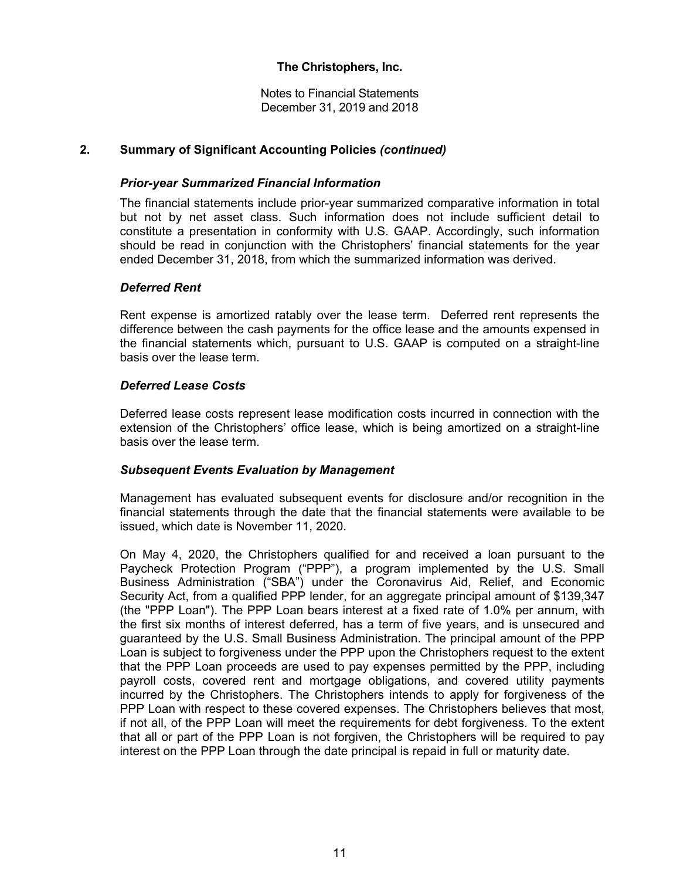# The Christophers, Inc.

Notes to Financial Statements
December 31, 2019 and 2018

## 2. Summary of Significant Accounting Policies *(continued)*

### *Prior-year Summarized Financial Information*

The financial statements include prior-year summarized comparative information in total but not by net asset class. Such information does not include sufficient detail to constitute a presentation in conformity with U.S. GAAP. Accordingly, such information should be read in conjunction with the Christophers' financial statements for the year ended December 31, 2018, from which the summarized information was derived.

### *Deferred Rent*

Rent expense is amortized ratably over the lease term. Deferred rent represents the difference between the cash payments for the office lease and the amounts expensed in the financial statements which, pursuant to U.S. GAAP is computed on a straight-line basis over the lease term.

### *Deferred Lease Costs*

Deferred lease costs represent lease modification costs incurred in connection with the extension of the Christophers' office lease, which is being amortized on a straight-line basis over the lease term.

### *Subsequent Events Evaluation by Management*

Management has evaluated subsequent events for disclosure and/or recognition in the financial statements through the date that the financial statements were available to be issued, which date is November 11, 2020.

On May 4, 2020, the Christophers qualified for and received a loan pursuant to the Paycheck Protection Program ("PPP"), a program implemented by the U.S. Small Business Administration ("SBA") under the Coronavirus Aid, Relief, and Economic Security Act, from a qualified PPP lender, for an aggregate principal amount of $139,347 (the "PPP Loan"). The PPP Loan bears interest at a fixed rate of 1.0% per annum, with the first six months of interest deferred, has a term of five years, and is unsecured and guaranteed by the U.S. Small Business Administration. The principal amount of the PPP Loan is subject to forgiveness under the PPP upon the Christophers request to the extent that the PPP Loan proceeds are used to pay expenses permitted by the PPP, including payroll costs, covered rent and mortgage obligations, and covered utility payments incurred by the Christophers. The Christophers intends to apply for forgiveness of the PPP Loan with respect to these covered expenses. The Christophers believes that most, if not all, of the PPP Loan will meet the requirements for debt forgiveness. To the extent that all or part of the PPP Loan is not forgiven, the Christophers will be required to pay interest on the PPP Loan through the date principal is repaid in full or maturity date.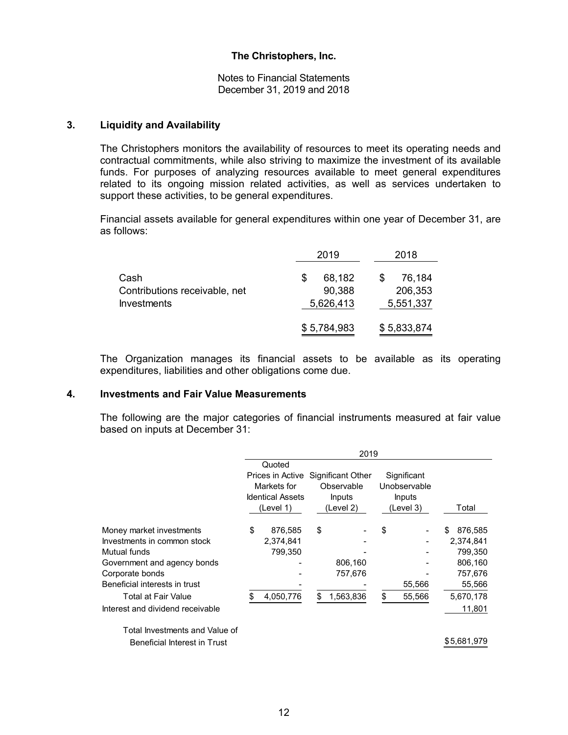The Christophers, Inc.

Notes to Financial Statements
December 31, 2019 and 2018

## 3. Liquidity and Availability

The Christophers monitors the availability of resources to meet its operating needs and contractual commitments, while also striving to maximize the investment of its available funds. For purposes of analyzing resources available to meet general expenditures related to its ongoing mission related activities, as well as services undertaken to support these activities, to be general expenditures.

Financial assets available for general expenditures within one year of December 31, are as follows:

| | 2019 | 2018 |
|---|---|---|
| Cash | $ 68,182 | $ 76,184 |
| Contributions receivable, net | 90,388 | 206,353 |
| Investments | 5,626,413 | 5,551,337 |
| | $ 5,784,983 | $ 5,833,874 |

The Organization manages its financial assets to be available as its operating expenditures, liabilities and other obligations come due.

## 4. Investments and Fair Value Measurements

The following are the major categories of financial instruments measured at fair value based on inputs at December 31:

| | 2019 | | | |
|---|---|---|---|---|
| | Quoted Prices in Active Markets for Identical Assets (Level 1) | Significant Other Observable Inputs (Level 2) | Significant Unobservable Inputs (Level 3) | Total |
| Money market investments | $ 876,585 | $ - | $ - | $ 876,585 |
| Investments in common stock | 2,374,841 | - | - | 2,374,841 |
| Mutual funds | 799,350 | - | - | 799,350 |
| Government and agency bonds | - | 806,160 | - | 806,160 |
| Corporate bonds | - | 757,676 | - | 757,676 |
| Beneficial interests in trust | - | - | 55,566 | 55,566 |
| Total at Fair Value | $ 4,050,776 | $ 1,563,836 | $ 55,566 | 5,670,178 |
| Interest and dividend receivable | | | | 11,801 |
| Total Investments and Value of Beneficial Interest in Trust | | | | $5,681,979 |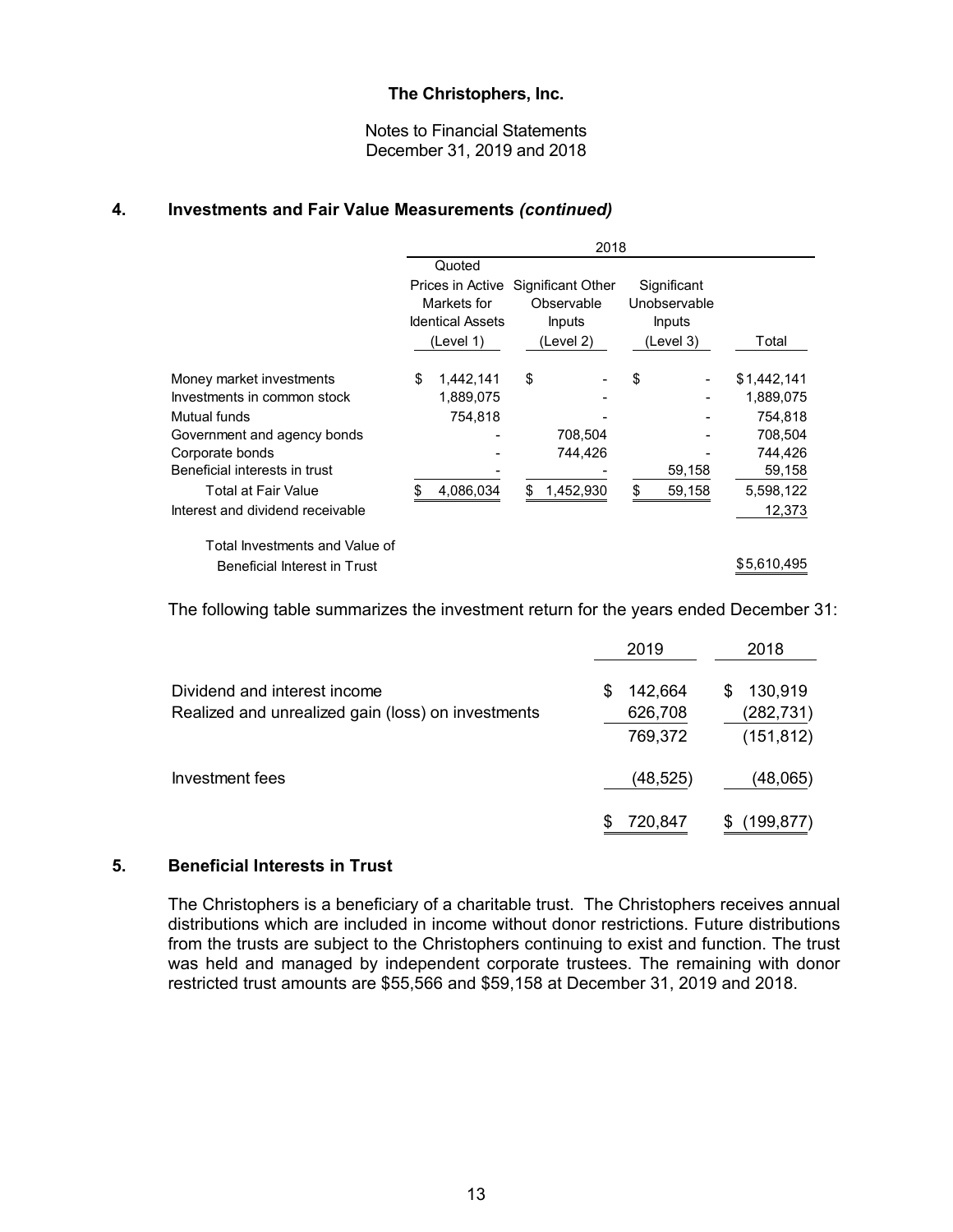**The Christophers, Inc.**

Notes to Financial Statements
December 31, 2019 and 2018

## 4. Investments and Fair Value Measurements *(continued)*

| | 2018 | | | |
|---|---|---|---|---|
| | Quoted Prices in Active Markets for Identical Assets (Level 1) | Significant Other Observable Inputs (Level 2) | Significant Unobservable Inputs (Level 3) | Total |
| Money market investments | $ 1,442,141 | $ - | $ - | $1,442,141 |
| Investments in common stock | 1,889,075 | - | - | 1,889,075 |
| Mutual funds | 754,818 | - | - | 754,818 |
| Government and agency bonds | - | 708,504 | - | 708,504 |
| Corporate bonds | - | 744,426 | - | 744,426 |
| Beneficial interests in trust | - | - | 59,158 | 59,158 |
| Total at Fair Value | $ 4,086,034 | $ 1,452,930 | $ 59,158 | 5,598,122 |
| Interest and dividend receivable | | | | 12,373 |
| Total Investments and Value of Beneficial Interest in Trust | | | | $5,610,495 |

The following table summarizes the investment return for the years ended December 31:

| | 2019 | 2018 |
|---|---|---|
| Dividend and interest income | $ 142,664 | $ 130,919 |
| Realized and unrealized gain (loss) on investments | 626,708 | (282,731) |
| | 769,372 | (151,812) |
| Investment fees | (48,525) | (48,065) |
| | $ 720,847 | $ (199,877) |

## 5. Beneficial Interests in Trust

The Christophers is a beneficiary of a charitable trust. The Christophers receives annual distributions which are included in income without donor restrictions. Future distributions from the trusts are subject to the Christophers continuing to exist and function. The trust was held and managed by independent corporate trustees. The remaining with donor restricted trust amounts are $55,566 and $59,158 at December 31, 2019 and 2018.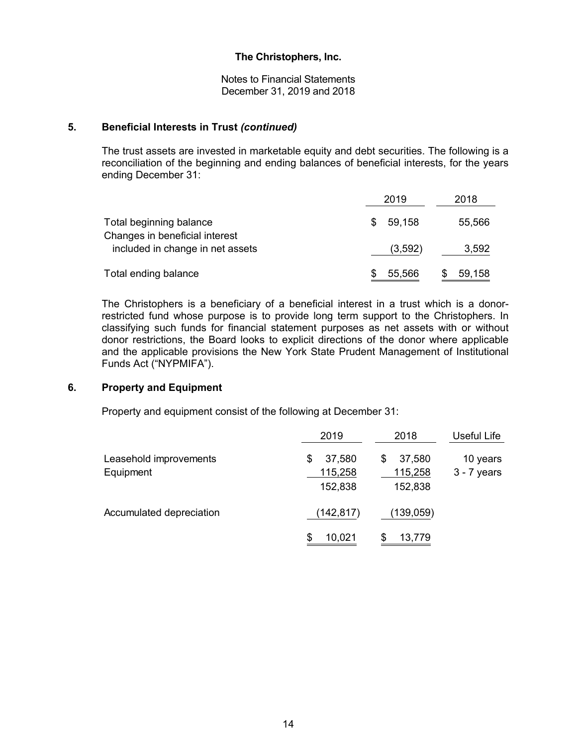## 5. Beneficial Interests in Trust *(continued)*

The trust assets are invested in marketable equity and debt securities. The following is a reconciliation of the beginning and ending balances of beneficial interests, for the years ending December 31:

| | 2019 | 2018 |
|---|---|---|
| Total beginning balance | $ 59,158 | 55,566 |
| Changes in beneficial interest included in change in net assets | (3,592) | 3,592 |
| Total ending balance | $ 55,566 | $ 59,158 |

The Christophers is a beneficiary of a beneficial interest in a trust which is a donor-restricted fund whose purpose is to provide long term support to the Christophers. In classifying such funds for financial statement purposes as net assets with or without donor restrictions, the Board looks to explicit directions of the donor where applicable and the applicable provisions the New York State Prudent Management of Institutional Funds Act ("NYPMIFA").

## 6. Property and Equipment

Property and equipment consist of the following at December 31:

| | 2019 | 2018 | Useful Life |
|---|---|---|---|
| Leasehold improvements | $ 37,580 | $ 37,580 | 10 years |
| Equipment | 115,258 | 115,258 | 3 - 7 years |
| | 152,838 | 152,838 | |
| Accumulated depreciation | (142,817) | (139,059) | |
| | $ 10,021 | $ 13,779 | |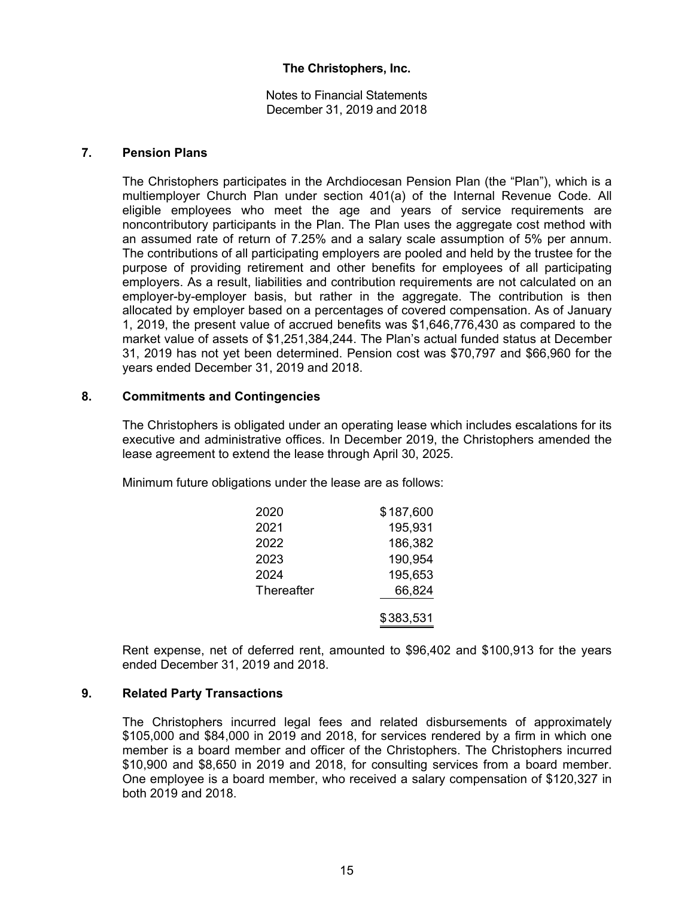**The Christophers, Inc.**

Notes to Financial Statements
December 31, 2019 and 2018

## 7. Pension Plans

The Christophers participates in the Archdiocesan Pension Plan (the "Plan"), which is a multiemployer Church Plan under section 401(a) of the Internal Revenue Code. All eligible employees who meet the age and years of service requirements are noncontributory participants in the Plan. The Plan uses the aggregate cost method with an assumed rate of return of 7.25% and a salary scale assumption of 5% per annum. The contributions of all participating employers are pooled and held by the trustee for the purpose of providing retirement and other benefits for employees of all participating employers. As a result, liabilities and contribution requirements are not calculated on an employer-by-employer basis, but rather in the aggregate. The contribution is then allocated by employer based on a percentages of covered compensation. As of January 1, 2019, the present value of accrued benefits was $1,646,776,430 as compared to the market value of assets of $1,251,384,244. The Plan's actual funded status at December 31, 2019 has not yet been determined. Pension cost was $70,797 and $66,960 for the years ended December 31, 2019 and 2018.

## 8. Commitments and Contingencies

The Christophers is obligated under an operating lease which includes escalations for its executive and administrative offices. In December 2019, the Christophers amended the lease agreement to extend the lease through April 30, 2025.

Minimum future obligations under the lease are as follows:

| | |
|---|---|
| 2020 | $187,600 |
| 2021 | 195,931 |
| 2022 | 186,382 |
| 2023 | 190,954 |
| 2024 | 195,653 |
| Thereafter | 66,824 |
| | $383,531 |

Rent expense, net of deferred rent, amounted to $96,402 and $100,913 for the years ended December 31, 2019 and 2018.

## 9. Related Party Transactions

The Christophers incurred legal fees and related disbursements of approximately $105,000 and $84,000 in 2019 and 2018, for services rendered by a firm in which one member is a board member and officer of the Christophers. The Christophers incurred $10,900 and $8,650 in 2019 and 2018, for consulting services from a board member. One employee is a board member, who received a salary compensation of $120,327 in both 2019 and 2018.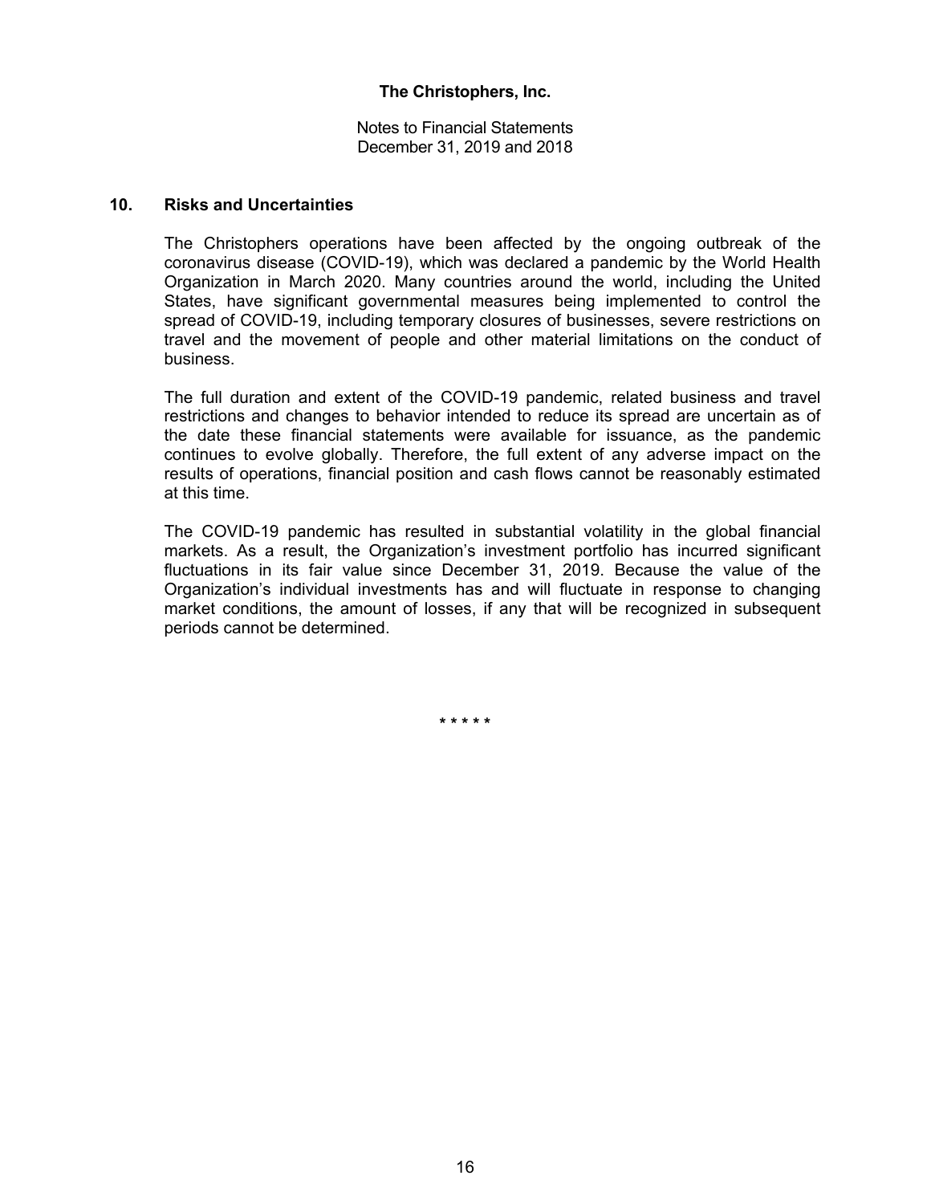**The Christophers, Inc.**

Notes to Financial Statements
December 31, 2019 and 2018

## 10. Risks and Uncertainties

The Christophers operations have been affected by the ongoing outbreak of the coronavirus disease (COVID-19), which was declared a pandemic by the World Health Organization in March 2020. Many countries around the world, including the United States, have significant governmental measures being implemented to control the spread of COVID-19, including temporary closures of businesses, severe restrictions on travel and the movement of people and other material limitations on the conduct of business.

The full duration and extent of the COVID-19 pandemic, related business and travel restrictions and changes to behavior intended to reduce its spread are uncertain as of the date these financial statements were available for issuance, as the pandemic continues to evolve globally. Therefore, the full extent of any adverse impact on the results of operations, financial position and cash flows cannot be reasonably estimated at this time.

The COVID-19 pandemic has resulted in substantial volatility in the global financial markets. As a result, the Organization's investment portfolio has incurred significant fluctuations in its fair value since December 31, 2019. Because the value of the Organization's individual investments has and will fluctuate in response to changing market conditions, the amount of losses, if any that will be recognized in subsequent periods cannot be determined.

* * * * *